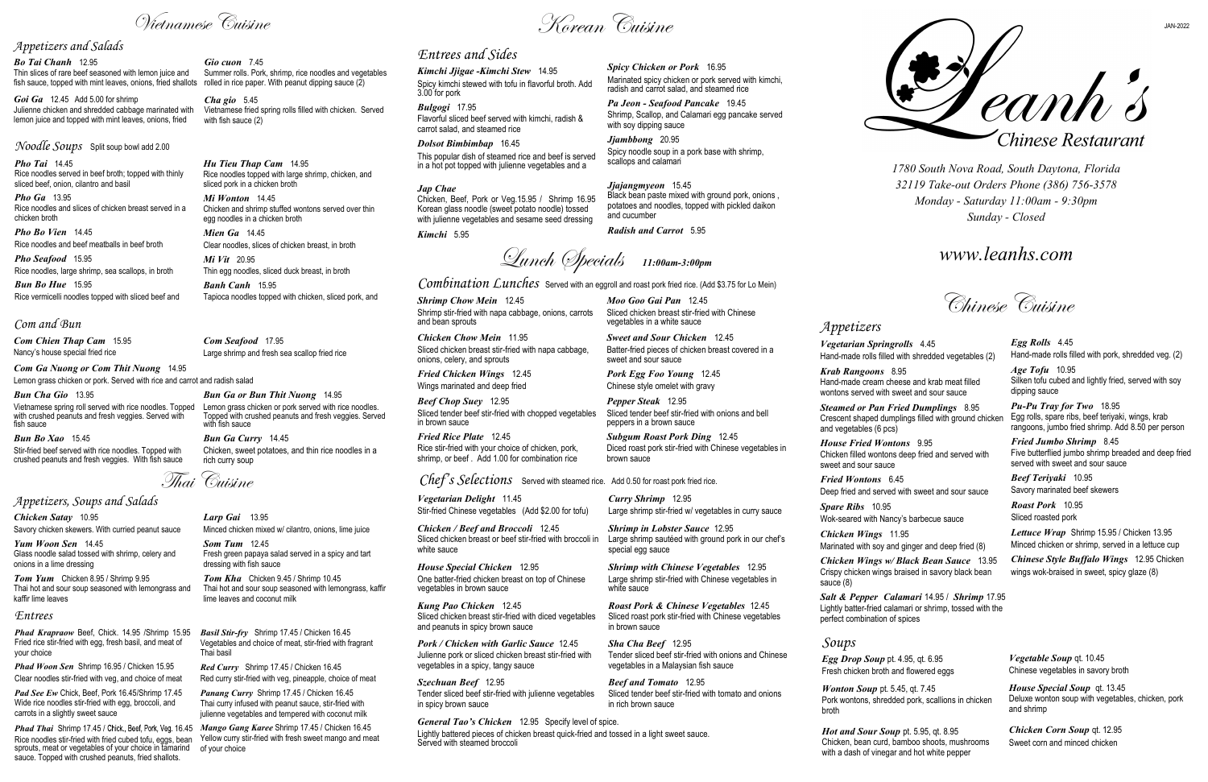# Vietnamese Cuisine

## Appetizers and Salads

***Bo Tai Chanh*** 12.95
Thin slices of rare beef seasoned with lemon juice and fish sauce, topped with mint leaves, onions, fried shallots

***Goi Ga*** 12.45 Add 5.00 for shrimp
Julienne chicken and shredded cabbage marinated with lemon juice and topped with mint leaves, onions, fried

***Gio cuon*** 7.45
Summer rolls. Pork, shrimp, rice noodles and vegetables rolled in rice paper. With peanut dipping sauce (2)

***Cha gio*** 5.45
Vietnamese fried spring rolls filled with chicken. Served with fish sauce (2)

## Noodle Soups Split soup bowl add 2.00

***Pho Tai*** 14.45
Rice noodles served in beef broth; topped with thinly sliced beef, onion, cilantro and basil

***Pho Ga*** 13.95
Rice noodles and slices of chicken breast served in a chicken broth

***Pho Bo Vien*** 14.45
Rice noodles and beef meatballs in beef broth

***Pho Seafood*** 15.95
Rice noodles, large shrimp, sea scallops, in broth

***Bun Bo Hue*** 15.95
Rice vermicelli noodles topped with sliced beef and

***Hu Tieu Thap Cam*** 14.95
Rice noodles topped with large shrimp, chicken, and sliced pork in a chicken broth

***Mi Wonton*** 14.45
Chicken and shrimp stuffed wontons served over thin egg noodles in a chicken broth

***Mien Ga*** 14.45
Clear noodles, slices of chicken breast, in broth

***Mi Vit*** 20.95
Thin egg noodles, sliced duck breast, in broth

***Banh Canh*** 15.95
Tapioca noodles topped with chicken, sliced pork, and

## Com and Bun

***Com Chien Thap Cam*** 15.95
Nancy's house special fried rice

***Com Seafood*** 17.95
Large shrimp and fresh sea scallop fried rice

***Com Ga Nuong or Com Thit Nuong*** 14.95
Lemon grass chicken or pork. Served with rice and carrot and radish salad

***Bun Cha Gio*** 13.95
Vietnamese spring roll served with rice noodles. Topped with crushed peanuts and fresh veggies. Served with fish sauce

***Bun Bo Xao*** 15.45
Stir-fried beef served with rice noodles. Topped with crushed peanuts and fresh veggies. With fish sauce

***Bun Ga or Bun Thit Nuong*** 14.95
Lemon grass chicken or pork served with rice noodles. Topped with crushed peanuts and fresh veggies. Served with fish sauce

***Bun Ga Curry*** 14.45
Chicken, sweet potatoes, and thin rice noodles in a rich curry soup

# Thai Cuisine

## Appetizers, Soups and Salads

***Chicken Satay*** 10.95
Savory chicken skewers. With curried peanut sauce

***Yum Woon Sen*** 14.45
Glass noodle salad tossed with shrimp, celery and onions in a lime dressing

***Tom Yum*** Chicken 8.95 / Shrimp 9.95
Thai hot and sour soup seasoned with lemongrass and kaffir lime leaves

***Larp Gai*** 13.95
Minced chicken mixed w/ cilantro, onions, lime juice

***Som Tum*** 12.45
Fresh green papaya salad served in a spicy and tart dressing with fish sauce

***Tom Kha*** Chicken 9.45 / Shrimp 10.45
Thai hot and sour soup seasoned with lemongrass, kaffir lime leaves and coconut milk

## Entrees

***Phad Kraprao*** Beef, Chick. 14.95 /Shrimp 15.95
Fried rice stir-fried with egg, fresh basil, and meat of your choice

***Phad Woon Sen*** Shrimp 16.95 / Chicken 15.95
Clear noodles stir-fried with veg, and choice of meat

***Pad See Ew*** Chick, Beef, Pork 16.45/Shrimp 17.45
Wide rice noodles stir-fried with egg, broccoli, and carrots in a slightly sweet sauce

***Phad Thai*** Shrimp 17.45 / Chick., Beef, Pork, Veg. 16.45
Rice noodles stir-fried with fried cubed tofu, eggs, bean sprouts, meat or vegetables of your choice in tamarind sauce. Topped with crushed peanuts, fried shallots.

***Basil Stir-fry*** Shrimp 17.45 / Chicken 16.45
Vegetables and choice of meat, stir-fried with fragrant Thai basil

***Red Curry*** Shrimp 17.45 / Chicken 16.45
Red curry stir-fried with veg, pineapple, choice of meat

***Panang Curry*** Shrimp 17.45 / Chicken 16.45
Thai curry infused with peanut sauce, stir-fried with julienne vegetables and tempered with coconut milk

***Mango Gang Karee*** Shrimp 17.45 / Chicken 16.45
Yellow curry stir-fried with fresh sweet mango and meat of your choice

# Korean Cuisine

## Entrees and Sides

***Kimchi Jjigae -Kimchi Stew*** 14.95
Spicy kimchi stewed with tofu in flavorful broth. Add 3.00 for pork

***Bulgogi*** 17.95
Flavorful sliced beef served with kimchi, radish & carrot salad, and steamed rice

***Dolsot Bimbimbap*** 16.45
This popular dish of steamed rice and beef is served in a hot pot topped with julienne vegetables and a

***Jap Chae***
Chicken, Beef, Pork or Veg.15.95 / Shrimp 16.95
Korean glass noodle (sweet potato noodle) tossed with julienne vegetables and sesame seed dressing

***Kimchi*** 5.95

***Spicy Chicken or Pork*** 16.95
Marinated spicy chicken or pork served with kimchi, radish and carrot salad, and steamed rice

***Pa Jeon - Seafood Pancake*** 19.45
Shrimp, Scallop, and Calamari egg pancake served with soy dipping sauce

***Jjambbong*** 20.95
Spicy noodle soup in a pork base with shrimp, scallops and calamari

***Jjajangmyeon*** 15.45
Black bean paste mixed with ground pork, onions , potatoes and noodles, topped with pickled daikon and cucumber

***Radish and Carrot*** 5.95

# Lunch Specials 11:00am-3:00pm

## Combination Lunches Served with an eggroll and roast pork fried rice. (Add $3.75 for Lo Mein)

***Shrimp Chow Mein*** 12.45
Shrimp stir-fried with napa cabbage, onions, carrots and bean sprouts

***Chicken Chow Mein*** 11.95
Sliced chicken breast stir-fried with napa cabbage, onions, celery, and sprouts

***Fried Chicken Wings*** 12.45
Wings marinated and deep fried

***Beef Chop Suey*** 12.95
Sliced tender beef stir-fried with chopped vegetables in brown sauce

***Fried Rice Plate*** 12.45
Rice stir-fried with your choice of chicken, pork, shrimp, or beef . Add 1.00 for combination rice

***Moo Goo Gai Pan*** 12.45
Sliced chicken breast stir-fried with Chinese vegetables in a white sauce

***Sweet and Sour Chicken*** 12.45
Batter-fried pieces of chicken breast covered in a sweet and sour sauce

***Pork Egg Foo Young*** 12.45
Chinese style omelet with gravy

***Pepper Steak*** 12.95
Sliced tender beef stir-fried with onions and bell peppers in a brown sauce

***Subgum Roast Pork Ding*** 12.45
Diced roast pork stir-fried with Chinese vegetables in brown sauce

## Chef's Selections Served with steamed rice. Add 0.50 for roast pork fried rice.

***Vegetarian Delight*** 11.45
Stir-fried Chinese vegetables (Add $2.00 for tofu)

***Chicken / Beef and Broccoli*** 12.45
Sliced chicken breast or beef stir-fried with broccoli in white sauce

***House Special Chicken*** 12.95
One batter-fried chicken breast on top of Chinese vegetables in brown sauce

***Kung Pao Chicken*** 12.45
Sliced chicken breast stir-fried with diced vegetables and peanuts in spicy brown sauce

***Pork / Chicken with Garlic Sauce*** 12.45
Julienne pork or sliced chicken breast stir-fried with vegetables in a spicy, tangy sauce

***Szechuan Beef*** 12.95
Tender sliced beef stir-fried with julienne vegetables in spicy brown sauce

***Curry Shrimp*** 12.95
Large shrimp stir-fried w/ vegetables in curry sauce

***Shrimp in Lobster Sauce*** 12.95
Large shrimp sautéed with ground pork in our chef's special egg sauce

***Shrimp with Chinese Vegetables*** 12.95
Large shrimp stir-fried with Chinese vegetables in white sauce

***Roast Pork & Chinese Vegetables*** 12.45
Sliced roast pork stir-fried with Chinese vegetables in brown sauce

***Sha Cha Beef*** 12.95
Tender sliced beef stir-fried with onions and Chinese vegetables in a Malaysian fish sauce

***Beef and Tomato*** 12.95
Sliced tender beef stir-fried with tomato and onions in rich brown sauce

***General Tao's Chicken*** 12.95 Specify level of spice.
Lightly battered pieces of chicken breast quick-fried and tossed in a light sweet sauce. Served with steamed broccoli

JAN-2022

# Leanh's Chinese Restaurant

1780 South Nova Road, South Daytona, Florida
32119 Take-out Orders Phone (386) 756-3578
Monday - Saturday 11:00am - 9:30pm
Sunday - Closed

www.leanhs.com

# Chinese Cuisine

## Appetizers

***Vegetarian Springrolls*** 4.45
Hand-made rolls filled with shredded vegetables (2)

***Krab Rangoons*** 8.95
Hand-made cream cheese and krab meat filled wontons served with sweet and sour sauce

***Steamed or Pan Fried Dumplings*** 8.95
Crescent shaped dumplings filled with ground chicken and vegetables (6 pcs)

***House Fried Wontons*** 9.95
Chicken filled wontons deep fried and served with sweet and sour sauce

***Fried Wontons*** 6.45
Deep fried and served with sweet and sour sauce

***Spare Ribs*** 10.95
Wok-seared with Nancy's barbecue sauce

***Chicken Wings*** 11.95
Marinated with soy and ginger and deep fried (8)

***Chicken Wings w/ Black Bean Sauce*** 13.95
Crispy chicken wings braised in savory black bean sauce (8)

***Salt & Pepper Calamari*** 14.95 / ***Shrimp*** 17.95
Lightly batter-fried calamari or shrimp, tossed with the perfect combination of spices

***Egg Rolls*** 4.45
Hand-made rolls filled with pork, shredded veg. (2)

***Age Tofu*** 10.95
Silken tofu cubed and lightly fried, served with soy dipping sauce

***Pu-Pu Tray for Two*** 18.95
Egg rolls, spare ribs, beef teriyaki, wings, krab rangoons, jumbo fried shrimp. Add 8.50 per person

***Fried Jumbo Shrimp*** 8.45
Five butterflied jumbo shrimp breaded and deep fried served with sweet and sour sauce

***Beef Teriyaki*** 10.95
Savory marinated beef skewers

***Roast Pork*** 10.95
Sliced roasted pork

***Lettuce Wrap*** Shrimp 15.95 / Chicken 13.95
Minced chicken or shrimp, served in a lettuce cup

***Chinese Style Buffalo Wings*** 12.95 Chicken wings wok-braised in sweet, spicy glaze (8)

## Soups

***Egg Drop Soup*** pt. 4.95, qt. 6.95
Fresh chicken broth and flowered eggs

***Wonton Soup*** pt. 5.45, qt. 7.45
Pork wontons, shredded pork, scallions in chicken broth

***Hot and Sour Soup*** pt. 5.95, qt. 8.95
Chicken, bean curd, bamboo shoots, mushrooms with a dash of vinegar and hot white pepper

***Vegetable Soup*** qt. 10.45
Chinese vegetables in savory broth

***House Special Soup*** qt. 13.45
Deluxe wonton soup with vegetables, chicken, pork and shrimp

***Chicken Corn Soup*** qt. 12.95
Sweet corn and minced chicken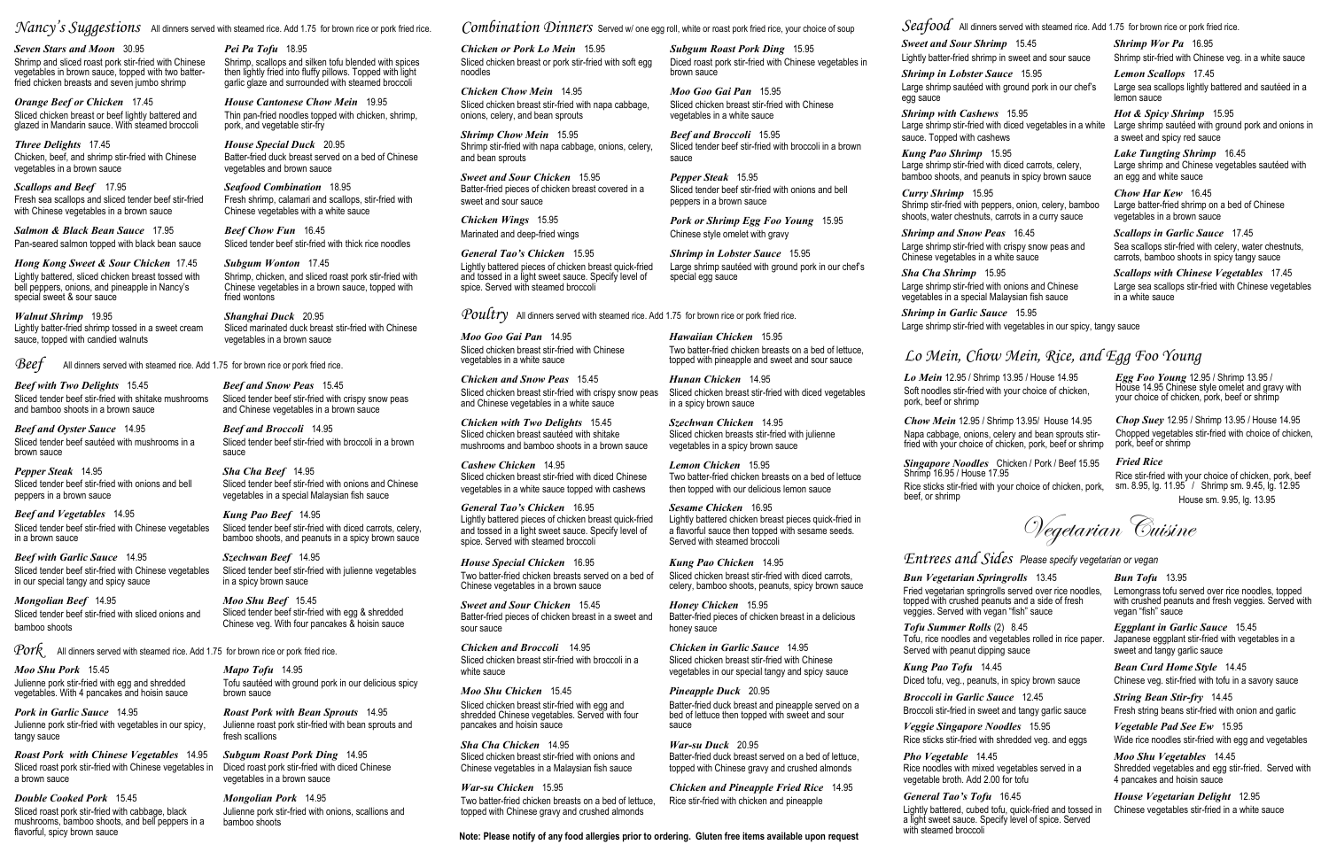## Nancy's Suggestions

All dinners served with steamed rice. Add 1.75 for brown rice or pork fried rice.

**Seven Stars and Moon** 30.95
Shrimp and sliced roast pork stir-fried with Chinese vegetables in brown sauce, topped with two batter-fried chicken breasts and seven jumbo shrimp

**Orange Beef or Chicken** 17.45
Sliced chicken breast or beef lightly battered and glazed in Mandarin sauce. With steamed broccoli

**Three Delights** 17.45
Chicken, beef, and shrimp stir-fried with Chinese vegetables in a brown sauce

**Scallops and Beef** 17.95
Fresh sea scallops and sliced tender beef stir-fried with Chinese vegetables in a brown sauce

**Salmon & Black Bean Sauce** 17.95
Pan-seared salmon topped with black bean sauce

**Hong Kong Sweet & Sour Chicken** 17.45
Lightly battered, sliced chicken breast tossed with bell peppers, onions, and pineapple in Nancy's special sweet & sour sauce

**Walnut Shrimp** 19.95
Lightly batter-fried shrimp tossed in a sweet cream sauce, topped with candied walnuts

**Pei Pa Tofu** 18.95
Shrimp, scallops and silken tofu blended with spices then lightly fried into fluffy pillows. Topped with light garlic glaze and surrounded with steamed broccoli

**House Cantonese Chow Mein** 19.95
Thin pan-fried noodles topped with chicken, shrimp, pork, and vegetable stir-fry

**House Special Duck** 20.95
Batter-fried duck breast served on a bed of Chinese vegetables and brown sauce

**Seafood Combination** 18.95
Fresh shrimp, calamari and scallops, stir-fried with Chinese vegetables with a white sauce

**Beef Chow Fun** 16.45
Sliced tender beef stir-fried with thick rice noodles

**Subgum Wonton** 17.45
Shrimp, chicken, and sliced roast pork stir-fried with Chinese vegetables in a brown sauce, topped with fried wontons

**Shanghai Duck** 20.95
Sliced marinated duck breast stir-fried with Chinese vegetables in a brown sauce

## Beef

All dinners served with steamed rice. Add 1.75 for brown rice or pork fried rice.

**Beef with Two Delights** 15.45
Sliced tender beef stir-fried with shitake mushrooms and bamboo shoots in a brown sauce

**Beef and Oyster Sauce** 14.95
Sliced tender beef sautéed with mushrooms in a brown sauce

**Pepper Steak** 14.95
Sliced tender beef stir-fried with onions and bell peppers in a brown sauce

**Beef and Vegetables** 14.95
Sliced tender beef stir-fried with Chinese vegetables in a brown sauce

**Beef with Garlic Sauce** 14.95
Sliced tender beef stir-fried with Chinese vegetables in our special tangy and spicy sauce

**Mongolian Beef** 14.95
Sliced tender beef stir-fried with sliced onions and bamboo shoots

**Beef and Snow Peas** 15.45
Sliced tender beef stir-fried with crispy snow peas and Chinese vegetables in a brown sauce

**Beef and Broccoli** 14.95
Sliced tender beef stir-fried with broccoli in a brown sauce

**Sha Cha Beef** 14.95
Sliced tender beef stir-fried with onions and Chinese vegetables in a special Malaysian fish sauce

**Kung Pao Beef** 14.95
Sliced tender beef stir-fried with diced carrots, celery, bamboo shoots, and peanuts in a spicy brown sauce

**Szechwan Beef** 14.95
Sliced tender beef stir-fried with julienne vegetables in a spicy brown sauce

**Moo Shu Beef** 15.45
Sliced tender beef stir-fried with egg & shredded Chinese veg. With four pancakes & hoisin sauce

## Pork

All dinners served with steamed rice. Add 1.75 for brown rice or pork fried rice.

**Moo Shu Pork** 15.45
Julienne pork stir-fried with egg and shredded vegetables. With 4 pancakes and hoisin sauce

**Pork in Garlic Sauce** 14.95
Julienne pork stir-fried with vegetables in our spicy, tangy sauce

**Roast Pork with Chinese Vegetables** 14.95
Sliced roast pork stir-fried with Chinese vegetables in a brown sauce

**Double Cooked Pork** 15.45
Sliced roast pork stir-fried with cabbage, black mushrooms, bamboo shoots, and bell peppers in a flavorful, spicy brown sauce

**Mapo Tofu** 14.95
Tofu sautéed with ground pork in our delicious spicy brown sauce

**Roast Pork with Bean Sprouts** 14.95
Julienne roast pork stir-fried with bean sprouts and fresh scallions

**Subgum Roast Pork Ding** 14.95
Diced roast pork stir-fried with diced Chinese vegetables in a brown sauce

**Mongolian Pork** 14.95
Julienne pork stir-fried with onions, scallions and bamboo shoots

## Combination Dinners

Served w/ one egg roll, white or roast pork fried rice, your choice of soup

**Chicken or Pork Lo Mein** 15.95
Sliced chicken breast or pork stir-fried with soft egg noodles

**Chicken Chow Mein** 14.95
Sliced chicken breast stir-fried with napa cabbage, onions, celery, and bean sprouts

**Shrimp Chow Mein** 15.95
Shrimp stir-fried with napa cabbage, onions, celery, and bean sprouts

**Sweet and Sour Chicken** 15.95
Batter-fried pieces of chicken breast covered in a sweet and sour sauce

**Chicken Wings** 15.95
Marinated and deep-fried wings

**General Tao's Chicken** 15.95
Lightly battered pieces of chicken breast quick-fried and tossed in a light sweet sauce. Specify level of spice. Served with steamed broccoli

**Subgum Roast Pork Ding** 15.95
Diced roast pork stir-fried with Chinese vegetables in brown sauce

**Moo Goo Gai Pan** 15.95
Sliced chicken breast stir-fried with Chinese vegetables in a white sauce

**Beef and Broccoli** 15.95
Sliced tender beef stir-fried with broccoli in a brown sauce

**Pepper Steak** 15.95
Sliced tender beef stir-fried with onions and bell peppers in a brown sauce

**Pork or Shrimp Egg Foo Young** 15.95
Chinese style omelet with gravy

**Shrimp in Lobster Sauce** 15.95
Large shrimp sautéed with ground pork in our chef's special egg sauce

## Poultry

All dinners served with steamed rice. Add 1.75 for brown rice or pork fried rice.

**Moo Goo Gai Pan** 14.95
Sliced chicken breast stir-fried with Chinese vegetables in a white sauce

**Chicken and Snow Peas** 15.45
Sliced chicken breast stir-fried with crispy snow peas and Chinese vegetables in a white sauce

**Chicken with Two Delights** 15.45
Sliced chicken breast sautéed with shitake mushrooms and bamboo shoots in a brown sauce

**Cashew Chicken** 14.95
Sliced chicken breast stir-fried with diced Chinese vegetables in a white sauce topped with cashews

**General Tao's Chicken** 16.95
Lightly battered pieces of chicken breast quick-fried and tossed in a light sweet sauce. Specify level of spice. Served with steamed broccoli

**House Special Chicken** 16.95
Two batter-fried chicken breasts served on a bed of Chinese vegetables in a brown sauce

**Sweet and Sour Chicken** 15.45
Batter-fried pieces of chicken breast in a sweet and sour sauce

**Chicken and Broccoli** 14.95
Sliced chicken breast stir-fried with broccoli in a white sauce

**Moo Shu Chicken** 15.45
Sliced chicken breast stir-fried with egg and shredded Chinese vegetables. Served with four pancakes and hoisin sauce

**Sha Cha Chicken** 14.95
Sliced chicken breast stir-fried with onions and Chinese vegetables in a Malaysian fish sauce

**War-su Chicken** 15.95
Two batter-fried chicken breasts on a bed of lettuce, topped with Chinese gravy and crushed almonds

**Hawaiian Chicken** 15.95
Two batter-fried chicken breasts on a bed of lettuce, topped with pineapple and sweet and sour sauce

**Hunan Chicken** 14.95
Sliced chicken breast stir-fried with diced vegetables in a spicy brown sauce

**Szechwan Chicken** 14.95
Sliced chicken breasts stir-fried with julienne vegetables in a spicy brown sauce

**Lemon Chicken** 15.95
Two batter-fried chicken breasts on a bed of lettuce then topped with our delicious lemon sauce

**Sesame Chicken** 16.95
Lightly battered chicken breast pieces quick-fried in a flavorful sauce then topped with sesame seeds. Served with steamed broccoli

**Kung Pao Chicken** 14.95
Sliced chicken breast stir-fried with diced carrots, celery, bamboo shoots, peanuts, spicy brown sauce

**Honey Chicken** 15.95
Batter-fried pieces of chicken breast in a delicious honey sauce

**Chicken in Garlic Sauce** 14.95
Sliced chicken breast stir-fried with Chinese vegetables in our special tangy and spicy sauce

**Pineapple Duck** 20.95
Batter-fried duck breast and pineapple served on a bed of lettuce then topped with sweet and sour sauce

**War-su Duck** 20.95
Batter-fried duck breast served on a bed of lettuce, topped with Chinese gravy and crushed almonds

**Chicken and Pineapple Fried Rice** 14.95
Rice stir-fried with chicken and pineapple

**Note: Please notify of any food allergies prior to ordering. Gluten free items available upon request**

## Seafood

All dinners served with steamed rice. Add 1.75 for brown rice or pork fried rice.

**Sweet and Sour Shrimp** 15.45
Lightly batter-fried shrimp in sweet and sour sauce

**Shrimp in Lobster Sauce** 15.95
Large shrimp sautéed with ground pork in our chef's egg sauce

**Shrimp with Cashews** 15.95
Large shrimp stir-fried with diced vegetables in a white sauce. Topped with cashews

**Kung Pao Shrimp** 15.95
Large shrimp stir-fried with diced carrots, celery, bamboo shoots, and peanuts in spicy brown sauce

**Curry Shrimp** 15.95
Shrimp stir-fried with peppers, onion, celery, bamboo shoots, water chestnuts, carrots in a curry sauce

**Shrimp and Snow Peas** 16.45
Large shrimp stir-fried with crispy snow peas and Chinese vegetables in a white sauce

**Sha Cha Shrimp** 15.95
Large shrimp stir-fried with onions and Chinese vegetables in a special Malaysian fish sauce

**Shrimp in Garlic Sauce** 15.95
Large shrimp stir-fried with vegetables in our spicy, tangy sauce

**Shrimp Wor Pa** 16.95
Shrimp stir-fried with Chinese veg. in a white sauce

**Lemon Scallops** 17.45
Large sea scallops lightly battered and sautéed in a lemon sauce

**Hot & Spicy Shrimp** 15.95
Large shrimp sautéed with ground pork and onions in a sweet and spicy red sauce

**Lake Tungting Shrimp** 16.45
Large shrimp and Chinese vegetables sautéed with an egg and white sauce

**Chow Har Kew** 16.45
Large batter-fried shrimp on a bed of Chinese vegetables in a brown sauce

**Scallops in Garlic Sauce** 17.45
Sea scallops stir-fried with celery, water chestnuts, carrots, bamboo shoots in spicy tangy sauce

**Scallops with Chinese Vegetables** 17.45
Large sea scallops stir-fried with Chinese vegetables in a white sauce

## Lo Mein, Chow Mein, Rice, and Egg Foo Young

**Lo Mein** 12.95 / Shrimp 13.95 / House 14.95
Soft noodles stir-fried with your choice of chicken, pork, beef or shrimp

**Chow Mein** 12.95 / Shrimp 13.95/ House 14.95
Napa cabbage, onions, celery and bean sprouts stir-fried with your choice of chicken, pork, beef or shrimp

**Singapore Noodles** Chicken / Pork / Beef 15.95 Shrimp 16.95 / House 17.95
Rice sticks stir-fried with your choice of chicken, pork, beef, or shrimp

**Egg Foo Young** 12.95 / Shrimp 13.95 / House 14.95 Chinese style omelet and gravy with your choice of chicken, pork, beef or shrimp

**Chop Suey** 12.95 / Shrimp 13.95 / House 14.95
Chopped vegetables stir-fried with choice of chicken, pork, beef or shrimp

**Fried Rice**
Rice stir-fried with your choice of chicken, pork, beef sm. 8.95, lg. 11.95 / Shrimp sm. 9.45, lg. 12.95
House sm. 9.95, lg. 13.95

# Vegetarian Cuisine

## Entrees and Sides

*Please specify vegetarian or vegan*

**Bun Vegetarian Springrolls** 13.45
Fried vegetarian springrolls served over rice noodles, topped with crushed peanuts and a side of fresh veggies. Served with vegan "fish" sauce

**Tofu Summer Rolls** (2) 8.45
Tofu, rice noodles and vegetables rolled in rice paper. Served with peanut dipping sauce

**Kung Pao Tofu** 14.45
Diced tofu, veg., peanuts, in spicy brown sauce

**Broccoli in Garlic Sauce** 12.45
Broccoli stir-fried in sweet and tangy garlic sauce

**Veggie Singapore Noodles** 15.95
Rice sticks stir-fried with shredded veg. and eggs

**Pho Vegetable** 14.45
Rice noodles with mixed vegetables served in a vegetable broth. Add 2.00 for tofu

**General Tao's Tofu** 16.45
Lightly battered, cubed tofu, quick-fried and tossed in a light sweet sauce. Specify level of spice. Served with steamed broccoli

**Bun Tofu** 13.95
Lemongrass tofu served over rice noodles, topped with crushed peanuts and fresh veggies. Served with vegan "fish" sauce

**Eggplant in Garlic Sauce** 15.45
Japanese eggplant stir-fried with vegetables in a sweet and tangy garlic sauce

**Bean Curd Home Style** 14.45
Chinese veg. stir-fried with tofu in a savory sauce

**String Bean Stir-fry** 14.45
Fresh string beans stir-fried with onion and garlic

**Vegetable Pad See Ew** 15.95
Wide rice noodles stir-fried with egg and vegetables

**Moo Shu Vegetables** 14.45
Shredded vegetables and egg stir-fried. Served with 4 pancakes and hoisin sauce

**House Vegetarian Delight** 12.95
Chinese vegetables stir-fried in a white sauce